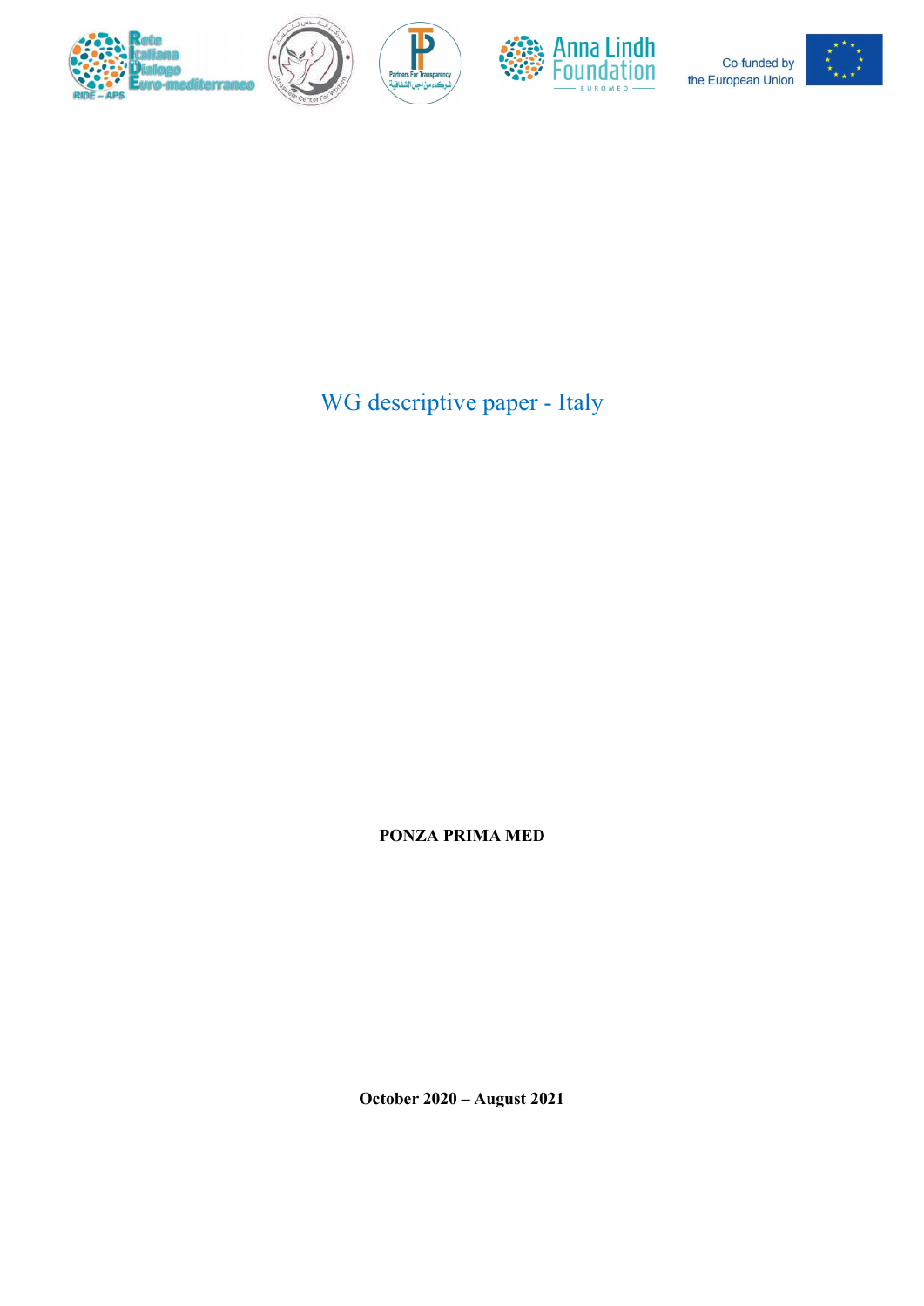# WG descriptive paper - Italy

**PONZA PRIMA MED**

**October 2020 – August 2021**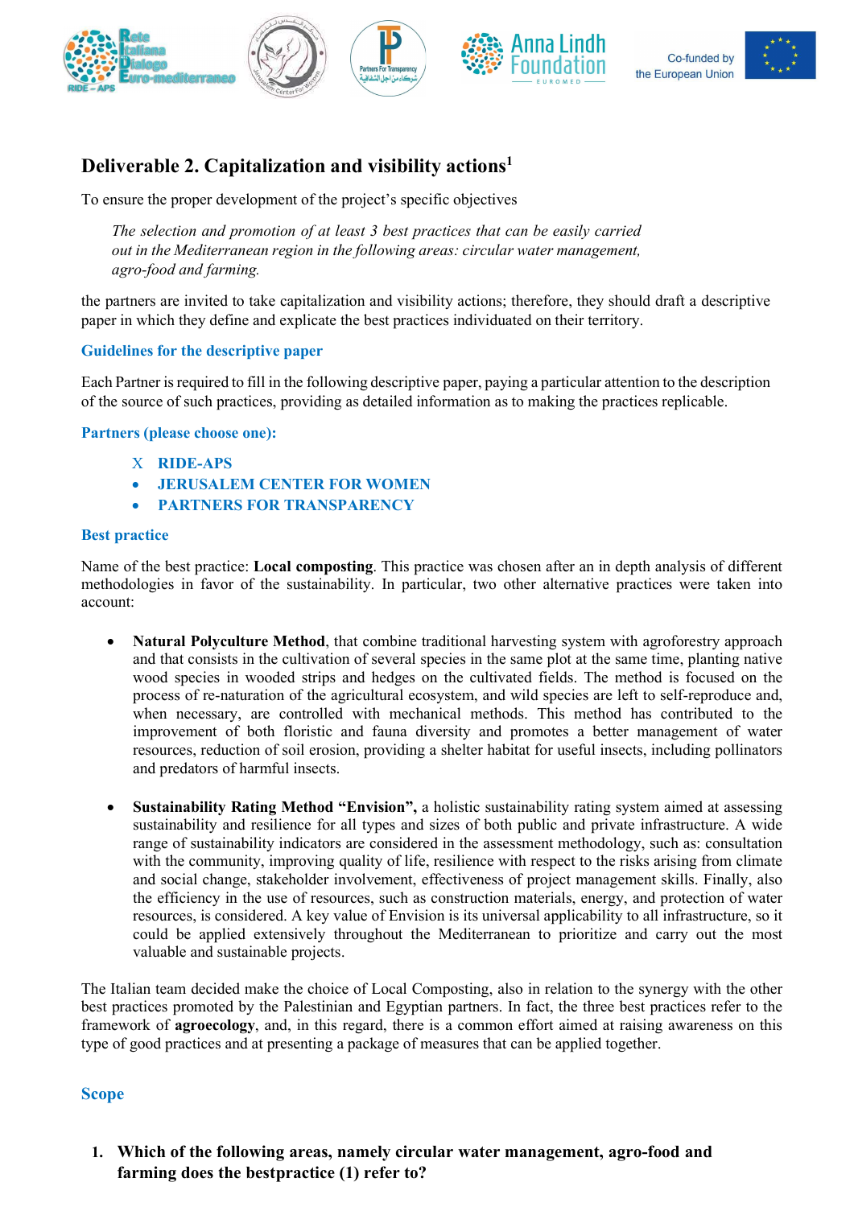## Deliverable 2. Capitalization and visibility actions[1]

To ensure the proper development of the project's specific objectives

> *The selection and promotion of at least 3 best practices that can be easily carried out in the Mediterranean region in the following areas: circular water management, agro-food and farming.*

the partners are invited to take capitalization and visibility actions; therefore, they should draft a descriptive paper in which they define and explicate the best practices individuated on their territory.

### Guidelines for the descriptive paper

Each Partner is required to fill in the following descriptive paper, paying a particular attention to the description of the source of such practices, providing as detailed information as to making the practices replicable.

### Partners (please choose one):

- X RIDE-APS
- JERUSALEM CENTER FOR WOMEN
- PARTNERS FOR TRANSPARENCY

### Best practice

Name of the best practice: **Local composting**. This practice was chosen after an in depth analysis of different methodologies in favor of the sustainability. In particular, two other alternative practices were taken into account:

- **Natural Polyculture Method**, that combine traditional harvesting system with agroforestry approach and that consists in the cultivation of several species in the same plot at the same time, planting native wood species in wooded strips and hedges on the cultivated fields. The method is focused on the process of re-naturation of the agricultural ecosystem, and wild species are left to self-reproduce and, when necessary, are controlled with mechanical methods. This method has contributed to the improvement of both floristic and fauna diversity and promotes a better management of water resources, reduction of soil erosion, providing a shelter habitat for useful insects, including pollinators and predators of harmful insects.

- **Sustainability Rating Method "Envision",** a holistic sustainability rating system aimed at assessing sustainability and resilience for all types and sizes of both public and private infrastructure. A wide range of sustainability indicators are considered in the assessment methodology, such as: consultation with the community, improving quality of life, resilience with respect to the risks arising from climate and social change, stakeholder involvement, effectiveness of project management skills. Finally, also the efficiency in the use of resources, such as construction materials, energy, and protection of water resources, is considered. A key value of Envision is its universal applicability to all infrastructure, so it could be applied extensively throughout the Mediterranean to prioritize and carry out the most valuable and sustainable projects.

The Italian team decided make the choice of Local Composting, also in relation to the synergy with the other best practices promoted by the Palestinian and Egyptian partners. In fact, the three best practices refer to the framework of **agroecology**, and, in this regard, there is a common effort aimed at raising awareness on this type of good practices and at presenting a package of measures that can be applied together.

### Scope

1. **Which of the following areas, namely circular water management, agro-food and farming does the bestpractice (1) refer to?**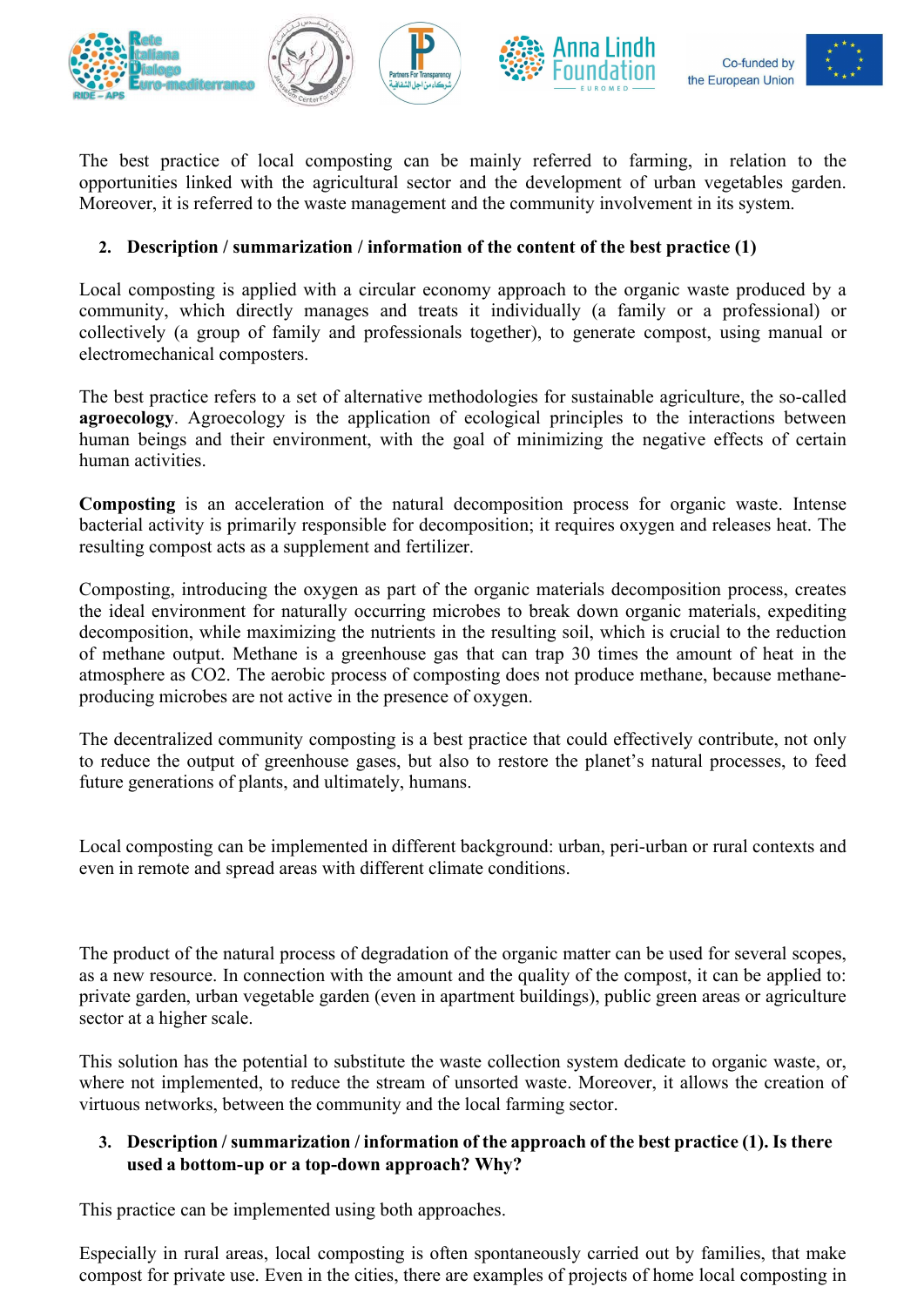The best practice of local composting can be mainly referred to farming, in relation to the opportunities linked with the agricultural sector and the development of urban vegetables garden. Moreover, it is referred to the waste management and the community involvement in its system.

## 2. Description / summarization / information of the content of the best practice (1)

Local composting is applied with a circular economy approach to the organic waste produced by a community, which directly manages and treats it individually (a family or a professional) or collectively (a group of family and professionals together), to generate compost, using manual or electromechanical composters.

The best practice refers to a set of alternative methodologies for sustainable agriculture, the so-called **agroecology**. Agroecology is the application of ecological principles to the interactions between human beings and their environment, with the goal of minimizing the negative effects of certain human activities.

**Composting** is an acceleration of the natural decomposition process for organic waste. Intense bacterial activity is primarily responsible for decomposition; it requires oxygen and releases heat. The resulting compost acts as a supplement and fertilizer.

Composting, introducing the oxygen as part of the organic materials decomposition process, creates the ideal environment for naturally occurring microbes to break down organic materials, expediting decomposition, while maximizing the nutrients in the resulting soil, which is crucial to the reduction of methane output. Methane is a greenhouse gas that can trap 30 times the amount of heat in the atmosphere as CO2. The aerobic process of composting does not produce methane, because methane-producing microbes are not active in the presence of oxygen.

The decentralized community composting is a best practice that could effectively contribute, not only to reduce the output of greenhouse gases, but also to restore the planet's natural processes, to feed future generations of plants, and ultimately, humans.

Local composting can be implemented in different background: urban, peri-urban or rural contexts and even in remote and spread areas with different climate conditions.

The product of the natural process of degradation of the organic matter can be used for several scopes, as a new resource. In connection with the amount and the quality of the compost, it can be applied to: private garden, urban vegetable garden (even in apartment buildings), public green areas or agriculture sector at a higher scale.

This solution has the potential to substitute the waste collection system dedicate to organic waste, or, where not implemented, to reduce the stream of unsorted waste. Moreover, it allows the creation of virtuous networks, between the community and the local farming sector.

## 3. Description / summarization / information of the approach of the best practice (1). Is there used a bottom-up or a top-down approach? Why?

This practice can be implemented using both approaches.

Especially in rural areas, local composting is often spontaneously carried out by families, that make compost for private use. Even in the cities, there are examples of projects of home local composting in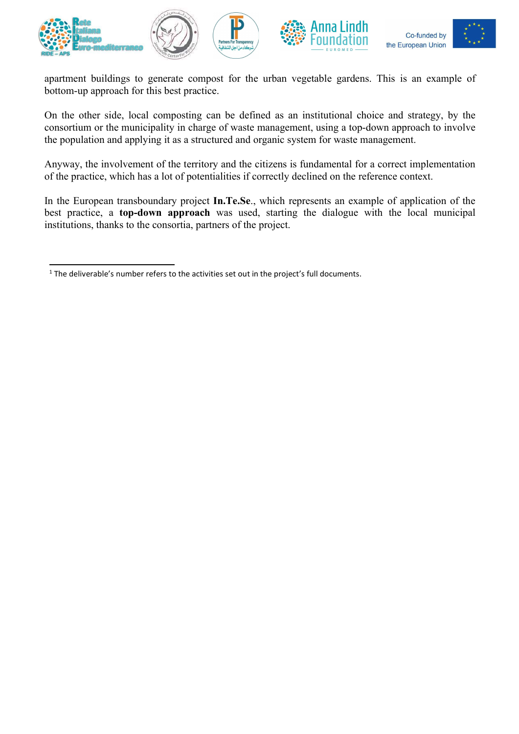apartment buildings to generate compost for the urban vegetable gardens. This is an example of bottom-up approach for this best practice.

On the other side, local composting can be defined as an institutional choice and strategy, by the consortium or the municipality in charge of waste management, using a top-down approach to involve the population and applying it as a structured and organic system for waste management.

Anyway, the involvement of the territory and the citizens is fundamental for a correct implementation of the practice, which has a lot of potentialities if correctly declined on the reference context.

In the European transboundary project **In.Te.Se**., which represents an example of application of the best practice, a **top-down approach** was used, starting the dialogue with the local municipal institutions, thanks to the consortia, partners of the project.

---

[1] The deliverable's number refers to the activities set out in the project's full documents.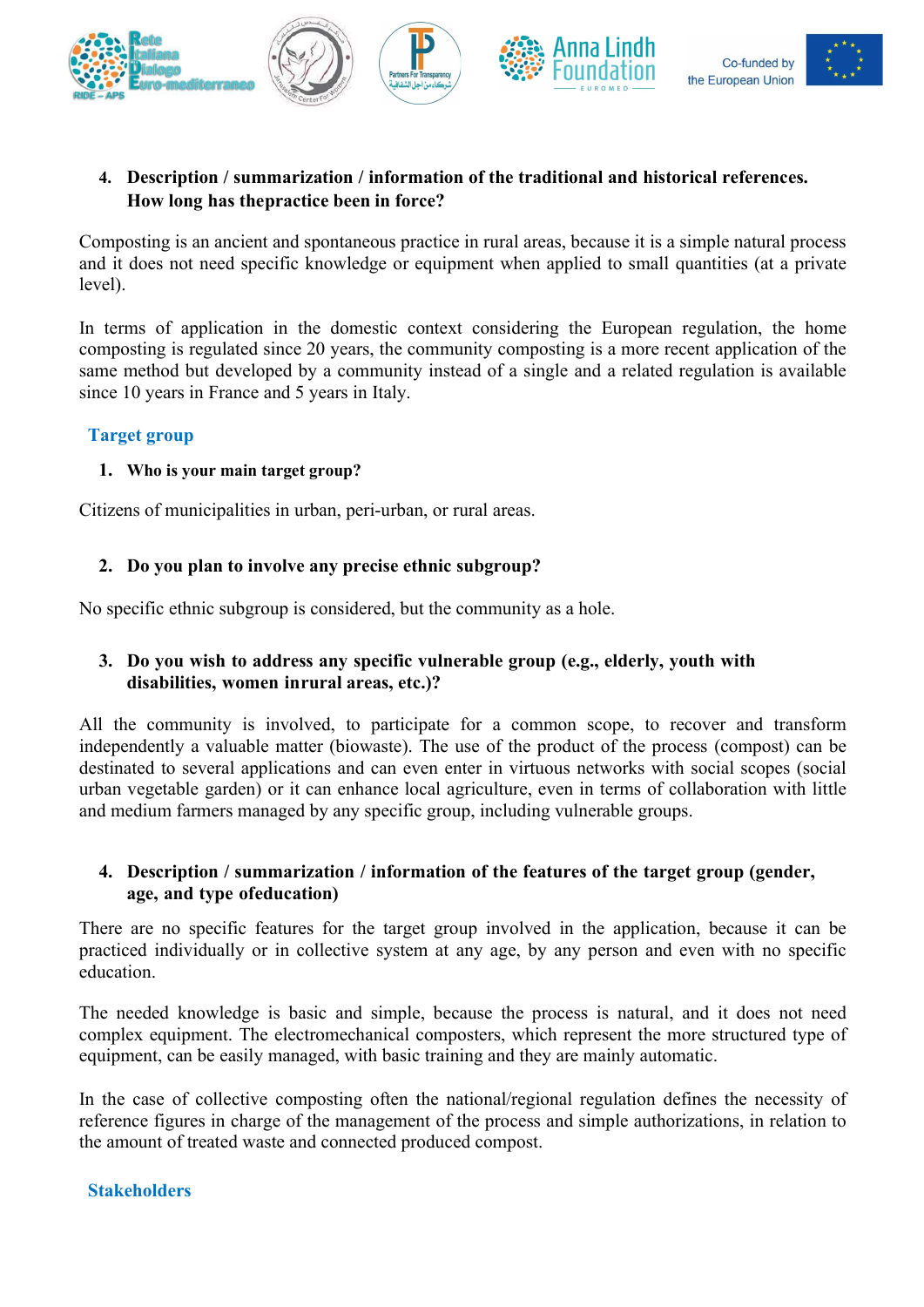4. **Description / summarization / information of the traditional and historical references. How long has thepractice been in force?**

Composting is an ancient and spontaneous practice in rural areas, because it is a simple natural process and it does not need specific knowledge or equipment when applied to small quantities (at a private level).

In terms of application in the domestic context considering the European regulation, the home composting is regulated since 20 years, the community composting is a more recent application of the same method but developed by a community instead of a single and a related regulation is available since 10 years in France and 5 years in Italy.

## Target group

1. **Who is your main target group?**

Citizens of municipalities in urban, peri-urban, or rural areas.

2. **Do you plan to involve any precise ethnic subgroup?**

No specific ethnic subgroup is considered, but the community as a hole.

3. **Do you wish to address any specific vulnerable group (e.g., elderly, youth with disabilities, women inrural areas, etc.)?**

All the community is involved, to participate for a common scope, to recover and transform independently a valuable matter (biowaste). The use of the product of the process (compost) can be destinated to several applications and can even enter in virtuous networks with social scopes (social urban vegetable garden) or it can enhance local agriculture, even in terms of collaboration with little and medium farmers managed by any specific group, including vulnerable groups.

4. **Description / summarization / information of the features of the target group (gender, age, and type ofeducation)**

There are no specific features for the target group involved in the application, because it can be practiced individually or in collective system at any age, by any person and even with no specific education.

The needed knowledge is basic and simple, because the process is natural, and it does not need complex equipment. The electromechanical composters, which represent the more structured type of equipment, can be easily managed, with basic training and they are mainly automatic.

In the case of collective composting often the national/regional regulation defines the necessity of reference figures in charge of the management of the process and simple authorizations, in relation to the amount of treated waste and connected produced compost.

## Stakeholders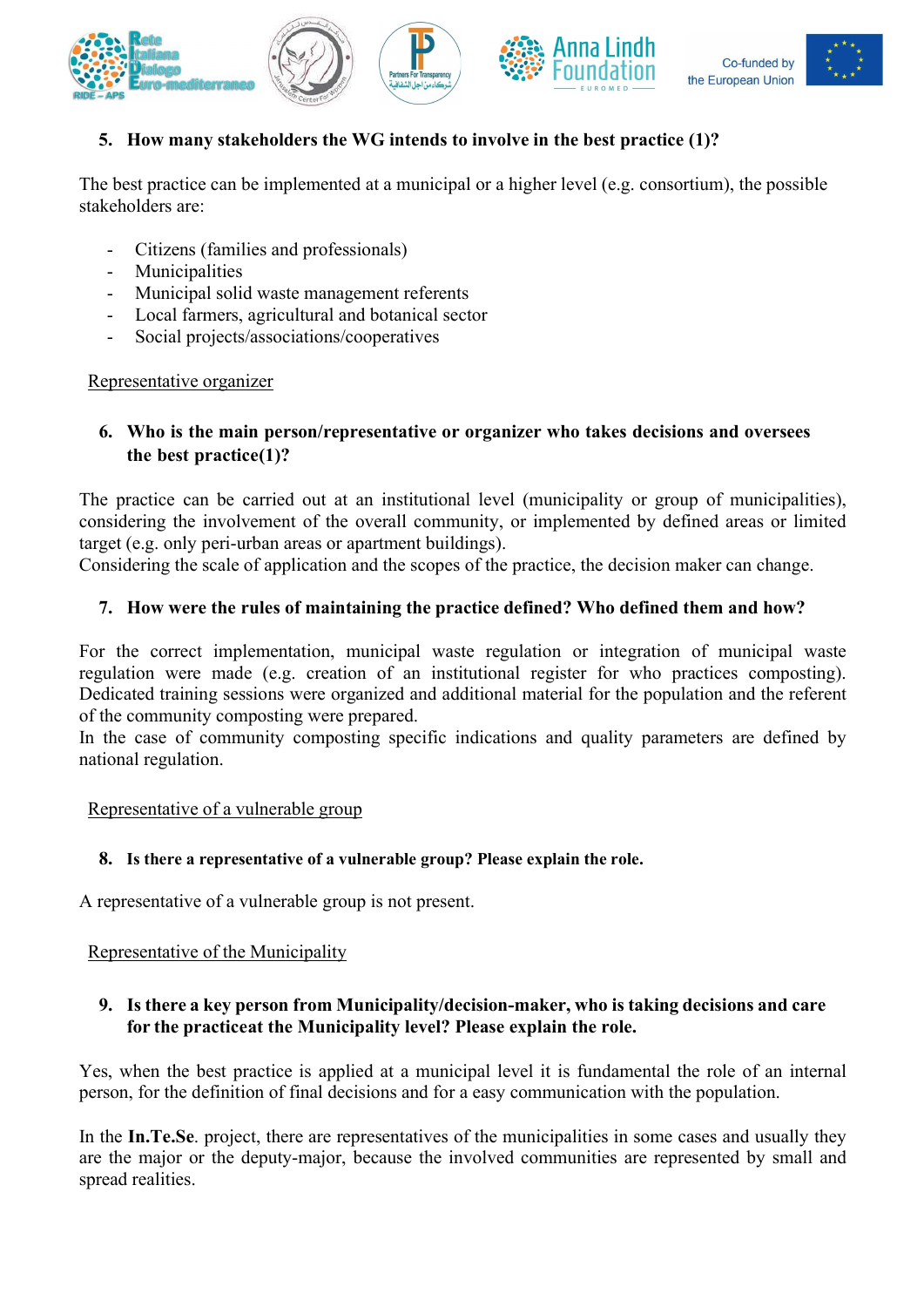5. **How many stakeholders the WG intends to involve in the best practice (1)?**

The best practice can be implemented at a municipal or a higher level (e.g. consortium), the possible stakeholders are:

- Citizens (families and professionals)
- Municipalities
- Municipal solid waste management referents
- Local farmers, agricultural and botanical sector
- Social projects/associations/cooperatives

<u>Representative organizer</u>

6. **Who is the main person/representative or organizer who takes decisions and oversees the best practice(1)?**

The practice can be carried out at an institutional level (municipality or group of municipalities), considering the involvement of the overall community, or implemented by defined areas or limited target (e.g. only peri-urban areas or apartment buildings).
Considering the scale of application and the scopes of the practice, the decision maker can change.

7. **How were the rules of maintaining the practice defined? Who defined them and how?**

For the correct implementation, municipal waste regulation or integration of municipal waste regulation were made (e.g. creation of an institutional register for who practices composting). Dedicated training sessions were organized and additional material for the population and the referent of the community composting were prepared.
In the case of community composting specific indications and quality parameters are defined by national regulation.

<u>Representative of a vulnerable group</u>

8. **Is there a representative of a vulnerable group? Please explain the role.**

A representative of a vulnerable group is not present.

<u>Representative of the Municipality</u>

9. **Is there a key person from Municipality/decision-maker, who is taking decisions and care for the practiceat the Municipality level? Please explain the role.**

Yes, when the best practice is applied at a municipal level it is fundamental the role of an internal person, for the definition of final decisions and for a easy communication with the population.

In the **In.Te.Se**. project, there are representatives of the municipalities in some cases and usually they are the major or the deputy-major, because the involved communities are represented by small and spread realities.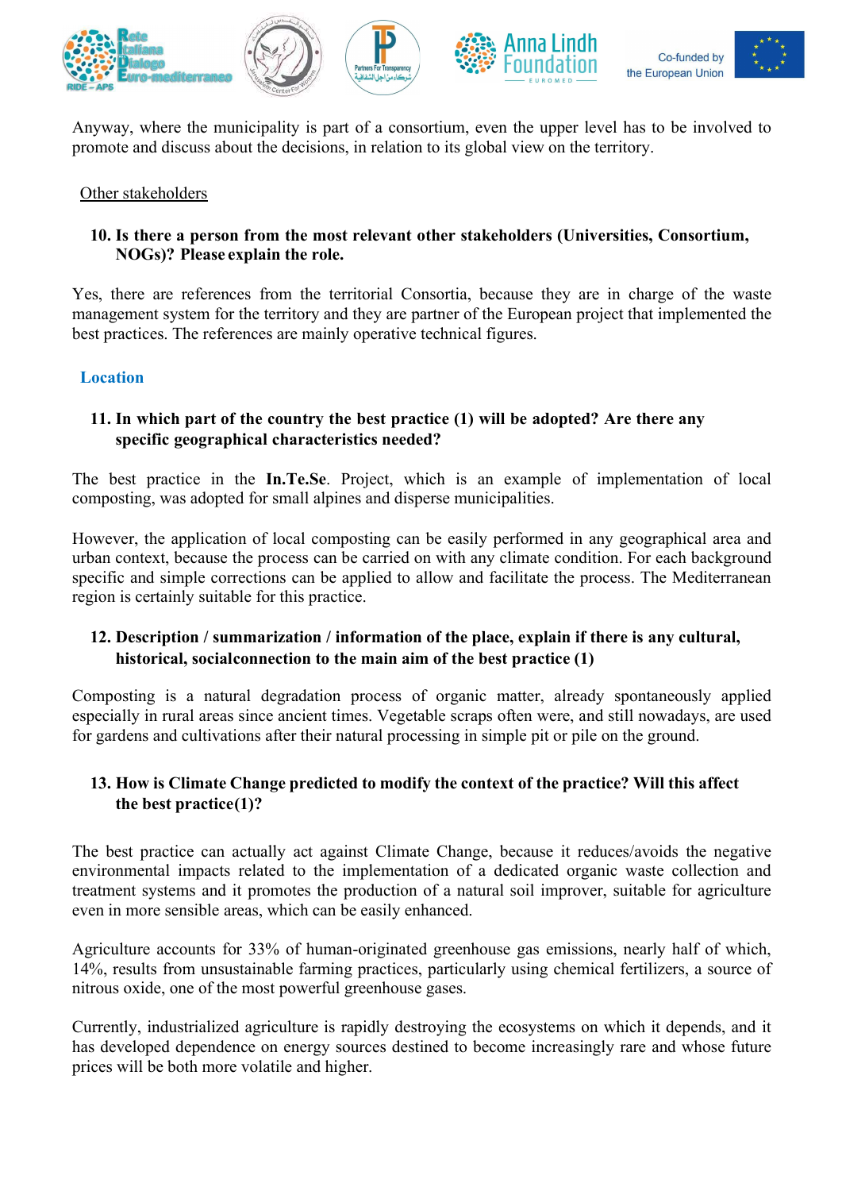Anyway, where the municipality is part of a consortium, even the upper level has to be involved to promote and discuss about the decisions, in relation to its global view on the territory.

Other stakeholders

**10. Is there a person from the most relevant other stakeholders (Universities, Consortium, NOGs)? Please explain the role.**

Yes, there are references from the territorial Consortia, because they are in charge of the waste management system for the territory and they are partner of the European project that implemented the best practices. The references are mainly operative technical figures.

## Location

**11. In which part of the country the best practice (1) will be adopted? Are there any specific geographical characteristics needed?**

The best practice in the **In.Te.Se**. Project, which is an example of implementation of local composting, was adopted for small alpines and disperse municipalities.

However, the application of local composting can be easily performed in any geographical area and urban context, because the process can be carried on with any climate condition. For each background specific and simple corrections can be applied to allow and facilitate the process. The Mediterranean region is certainly suitable for this practice.

**12. Description / summarization / information of the place, explain if there is any cultural, historical, socialconnection to the main aim of the best practice (1)**

Composting is a natural degradation process of organic matter, already spontaneously applied especially in rural areas since ancient times. Vegetable scraps often were, and still nowadays, are used for gardens and cultivations after their natural processing in simple pit or pile on the ground.

**13. How is Climate Change predicted to modify the context of the practice? Will this affect the best practice(1)?**

The best practice can actually act against Climate Change, because it reduces/avoids the negative environmental impacts related to the implementation of a dedicated organic waste collection and treatment systems and it promotes the production of a natural soil improver, suitable for agriculture even in more sensible areas, which can be easily enhanced.

Agriculture accounts for 33% of human-originated greenhouse gas emissions, nearly half of which, 14%, results from unsustainable farming practices, particularly using chemical fertilizers, a source of nitrous oxide, one of the most powerful greenhouse gases.

Currently, industrialized agriculture is rapidly destroying the ecosystems on which it depends, and it has developed dependence on energy sources destined to become increasingly rare and whose future prices will be both more volatile and higher.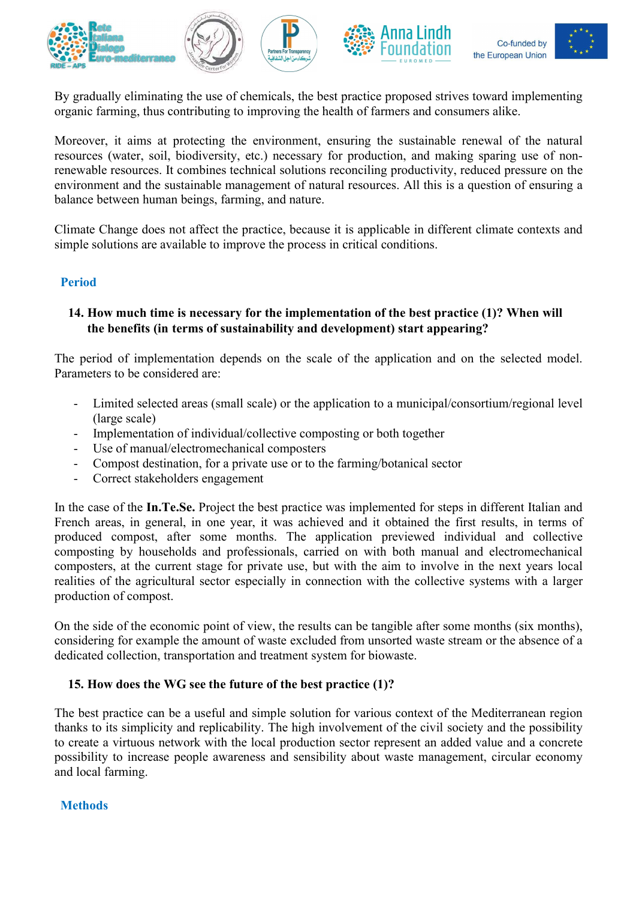By gradually eliminating the use of chemicals, the best practice proposed strives toward implementing organic farming, thus contributing to improving the health of farmers and consumers alike.

Moreover, it aims at protecting the environment, ensuring the sustainable renewal of the natural resources (water, soil, biodiversity, etc.) necessary for production, and making sparing use of non-renewable resources. It combines technical solutions reconciling productivity, reduced pressure on the environment and the sustainable management of natural resources. All this is a question of ensuring a balance between human beings, farming, and nature.

Climate Change does not affect the practice, because it is applicable in different climate contexts and simple solutions are available to improve the process in critical conditions.

## Period

**14. How much time is necessary for the implementation of the best practice (1)? When will the benefits (in terms of sustainability and development) start appearing?**

The period of implementation depends on the scale of the application and on the selected model. Parameters to be considered are:

- Limited selected areas (small scale) or the application to a municipal/consortium/regional level (large scale)
- Implementation of individual/collective composting or both together
- Use of manual/electromechanical composters
- Compost destination, for a private use or to the farming/botanical sector
- Correct stakeholders engagement

In the case of the **In.Te.Se.** Project the best practice was implemented for steps in different Italian and French areas, in general, in one year, it was achieved and it obtained the first results, in terms of produced compost, after some months. The application previewed individual and collective composting by households and professionals, carried on with both manual and electromechanical composters, at the current stage for private use, but with the aim to involve in the next years local realities of the agricultural sector especially in connection with the collective systems with a larger production of compost.

On the side of the economic point of view, the results can be tangible after some months (six months), considering for example the amount of waste excluded from unsorted waste stream or the absence of a dedicated collection, transportation and treatment system for biowaste.

**15. How does the WG see the future of the best practice (1)?**

The best practice can be a useful and simple solution for various context of the Mediterranean region thanks to its simplicity and replicability. The high involvement of the civil society and the possibility to create a virtuous network with the local production sector represent an added value and a concrete possibility to increase people awareness and sensibility about waste management, circular economy and local farming.

## Methods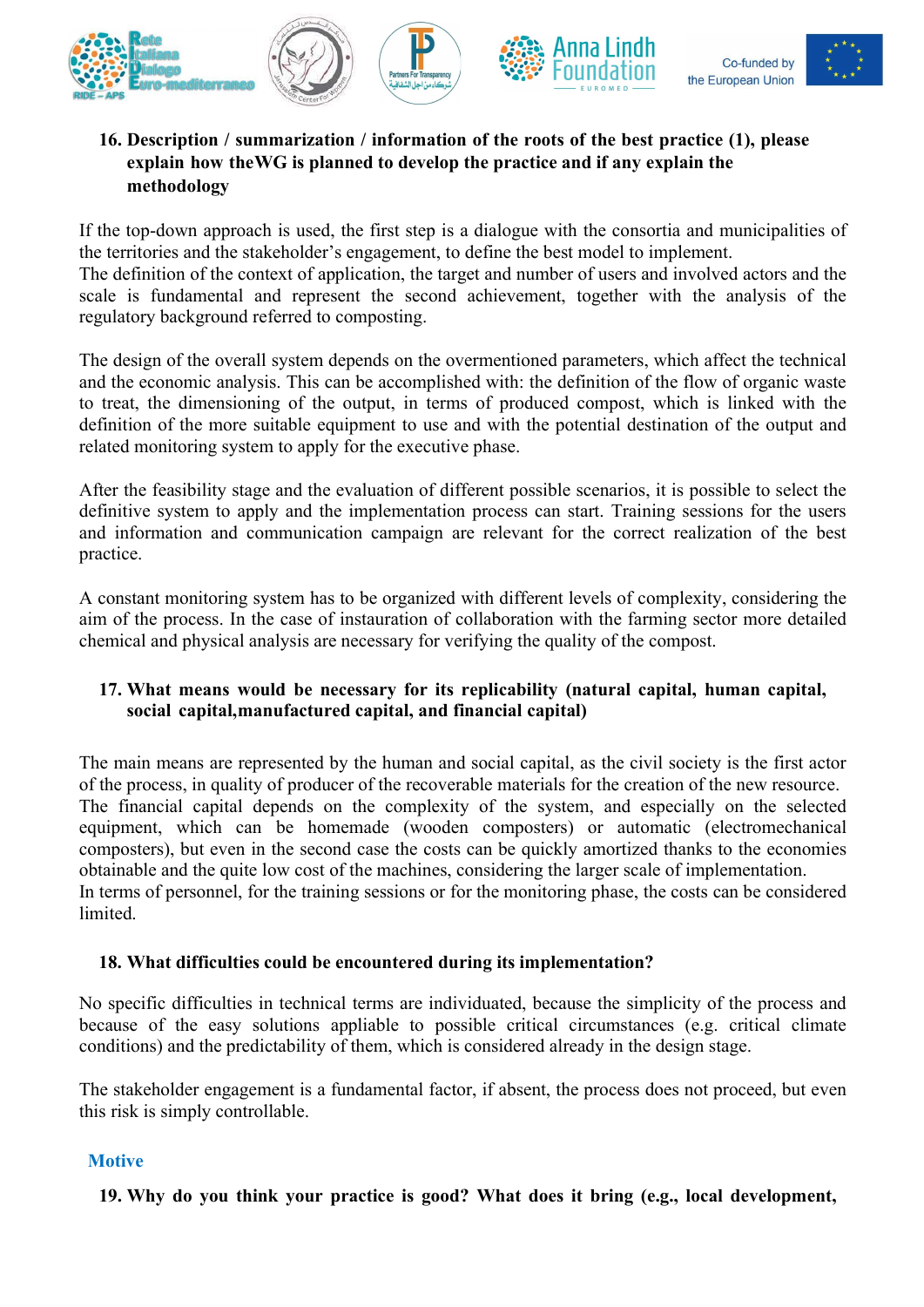**16. Description / summarization / information of the roots of the best practice (1), please explain how theWG is planned to develop the practice and if any explain the methodology**

If the top-down approach is used, the first step is a dialogue with the consortia and municipalities of the territories and the stakeholder's engagement, to define the best model to implement.
The definition of the context of application, the target and number of users and involved actors and the scale is fundamental and represent the second achievement, together with the analysis of the regulatory background referred to composting.

The design of the overall system depends on the overmentioned parameters, which affect the technical and the economic analysis. This can be accomplished with: the definition of the flow of organic waste to treat, the dimensioning of the output, in terms of produced compost, which is linked with the definition of the more suitable equipment to use and with the potential destination of the output and related monitoring system to apply for the executive phase.

After the feasibility stage and the evaluation of different possible scenarios, it is possible to select the definitive system to apply and the implementation process can start. Training sessions for the users and information and communication campaign are relevant for the correct realization of the best practice.

A constant monitoring system has to be organized with different levels of complexity, considering the aim of the process. In the case of instauration of collaboration with the farming sector more detailed chemical and physical analysis are necessary for verifying the quality of the compost.

**17. What means would be necessary for its replicability (natural capital, human capital, social capital,manufactured capital, and financial capital)**

The main means are represented by the human and social capital, as the civil society is the first actor of the process, in quality of producer of the recoverable materials for the creation of the new resource.
The financial capital depends on the complexity of the system, and especially on the selected equipment, which can be homemade (wooden composters) or automatic (electromechanical composters), but even in the second case the costs can be quickly amortized thanks to the economies obtainable and the quite low cost of the machines, considering the larger scale of implementation.
In terms of personnel, for the training sessions or for the monitoring phase, the costs can be considered limited.

**18. What difficulties could be encountered during its implementation?**

No specific difficulties in technical terms are individuated, because the simplicity of the process and because of the easy solutions appliable to possible critical circumstances (e.g. critical climate conditions) and the predictability of them, which is considered already in the design stage.

The stakeholder engagement is a fundamental factor, if absent, the process does not proceed, but even this risk is simply controllable.

## Motive

**19. Why do you think your practice is good? What does it bring (e.g., local development,**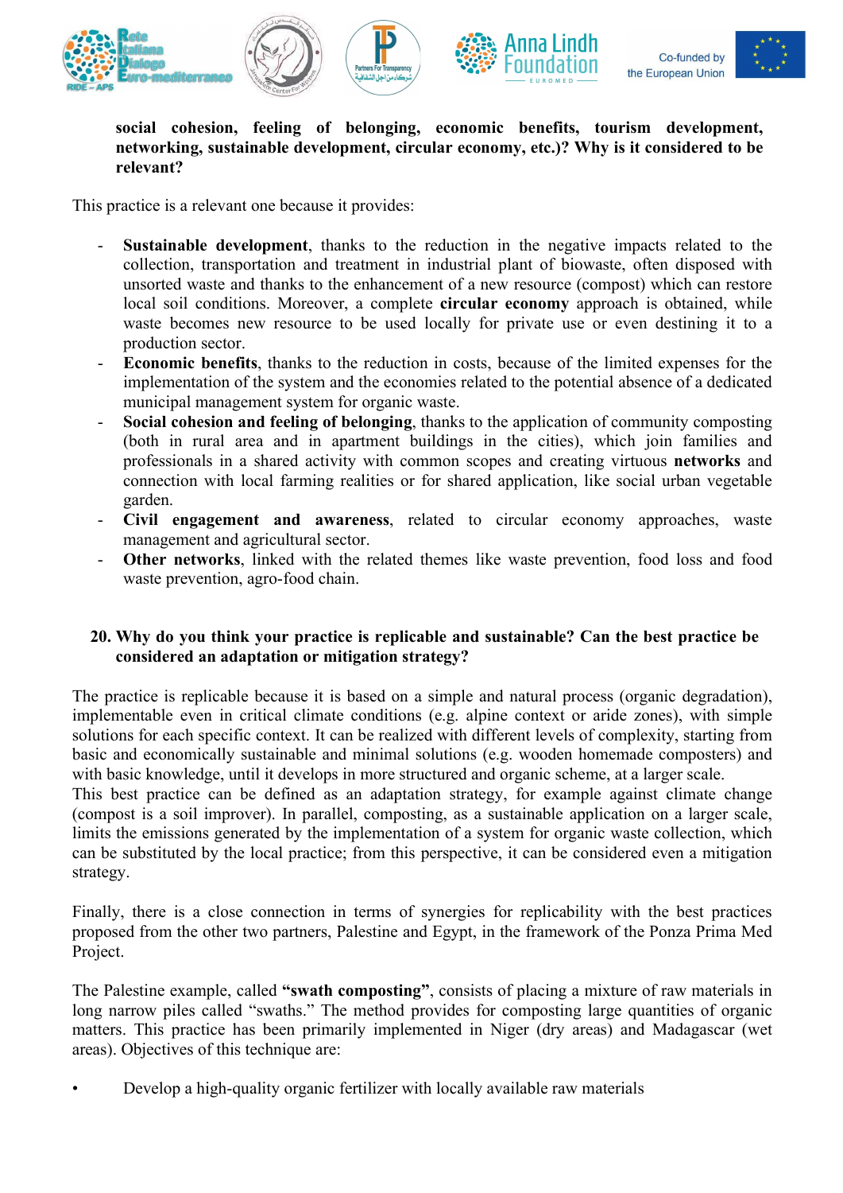**social cohesion, feeling of belonging, economic benefits, tourism development, networking, sustainable development, circular economy, etc.)? Why is it considered to be relevant?**

This practice is a relevant one because it provides:

- **Sustainable development**, thanks to the reduction in the negative impacts related to the collection, transportation and treatment in industrial plant of biowaste, often disposed with unsorted waste and thanks to the enhancement of a new resource (compost) which can restore local soil conditions. Moreover, a complete **circular economy** approach is obtained, while waste becomes new resource to be used locally for private use or even destining it to a production sector.
- **Economic benefits**, thanks to the reduction in costs, because of the limited expenses for the implementation of the system and the economies related to the potential absence of a dedicated municipal management system for organic waste.
- **Social cohesion and feeling of belonging**, thanks to the application of community composting (both in rural area and in apartment buildings in the cities), which join families and professionals in a shared activity with common scopes and creating virtuous **networks** and connection with local farming realities or for shared application, like social urban vegetable garden.
- **Civil engagement and awareness**, related to circular economy approaches, waste management and agricultural sector.
- **Other networks**, linked with the related themes like waste prevention, food loss and food waste prevention, agro-food chain.

**20. Why do you think your practice is replicable and sustainable? Can the best practice be considered an adaptation or mitigation strategy?**

The practice is replicable because it is based on a simple and natural process (organic degradation), implementable even in critical climate conditions (e.g. alpine context or aride zones), with simple solutions for each specific context. It can be realized with different levels of complexity, starting from basic and economically sustainable and minimal solutions (e.g. wooden homemade composters) and with basic knowledge, until it develops in more structured and organic scheme, at a larger scale.
This best practice can be defined as an adaptation strategy, for example against climate change (compost is a soil improver). In parallel, composting, as a sustainable application on a larger scale, limits the emissions generated by the implementation of a system for organic waste collection, which can be substituted by the local practice; from this perspective, it can be considered even a mitigation strategy.

Finally, there is a close connection in terms of synergies for replicability with the best practices proposed from the other two partners, Palestine and Egypt, in the framework of the Ponza Prima Med Project.

The Palestine example, called **"swath composting"**, consists of placing a mixture of raw materials in long narrow piles called "swaths." The method provides for composting large quantities of organic matters. This practice has been primarily implemented in Niger (dry areas) and Madagascar (wet areas). Objectives of this technique are:

- Develop a high-quality organic fertilizer with locally available raw materials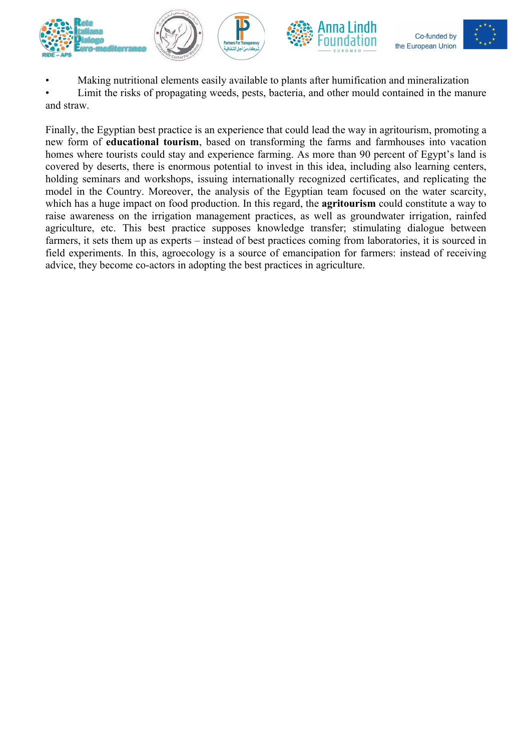- Making nutritional elements easily available to plants after humification and mineralization
- Limit the risks of propagating weeds, pests, bacteria, and other mould contained in the manure and straw.

Finally, the Egyptian best practice is an experience that could lead the way in agritourism, promoting a new form of **educational tourism**, based on transforming the farms and farmhouses into vacation homes where tourists could stay and experience farming. As more than 90 percent of Egypt's land is covered by deserts, there is enormous potential to invest in this idea, including also learning centers, holding seminars and workshops, issuing internationally recognized certificates, and replicating the model in the Country. Moreover, the analysis of the Egyptian team focused on the water scarcity, which has a huge impact on food production. In this regard, the **agritourism** could constitute a way to raise awareness on the irrigation management practices, as well as groundwater irrigation, rainfed agriculture, etc. This best practice supposes knowledge transfer; stimulating dialogue between farmers, it sets them up as experts – instead of best practices coming from laboratories, it is sourced in field experiments. In this, agroecology is a source of emancipation for farmers: instead of receiving advice, they become co-actors in adopting the best practices in agriculture.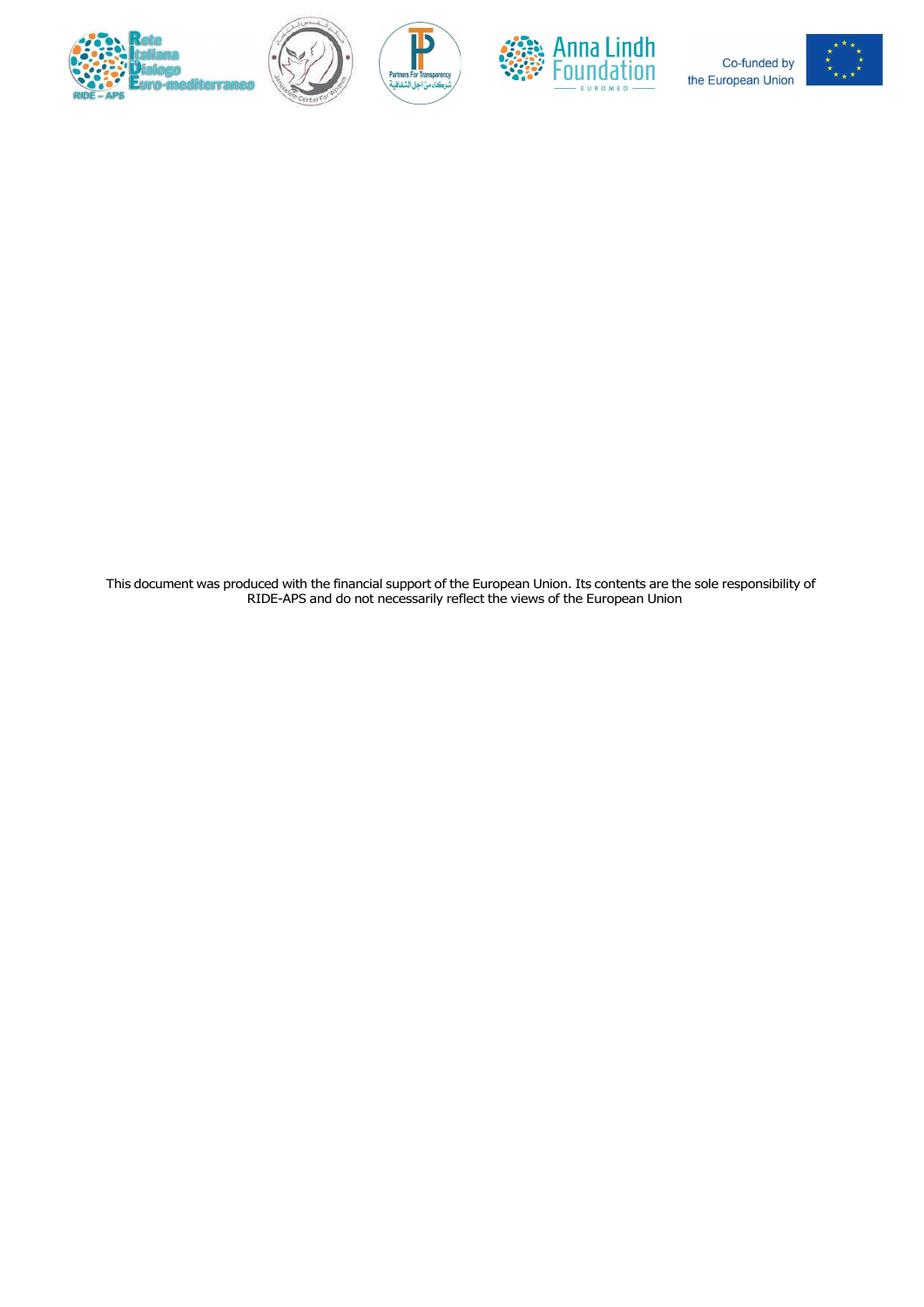This document was produced with the financial support of the European Union. Its contents are the sole responsibility of RIDE-APS and do not necessarily reflect the views of the European Union